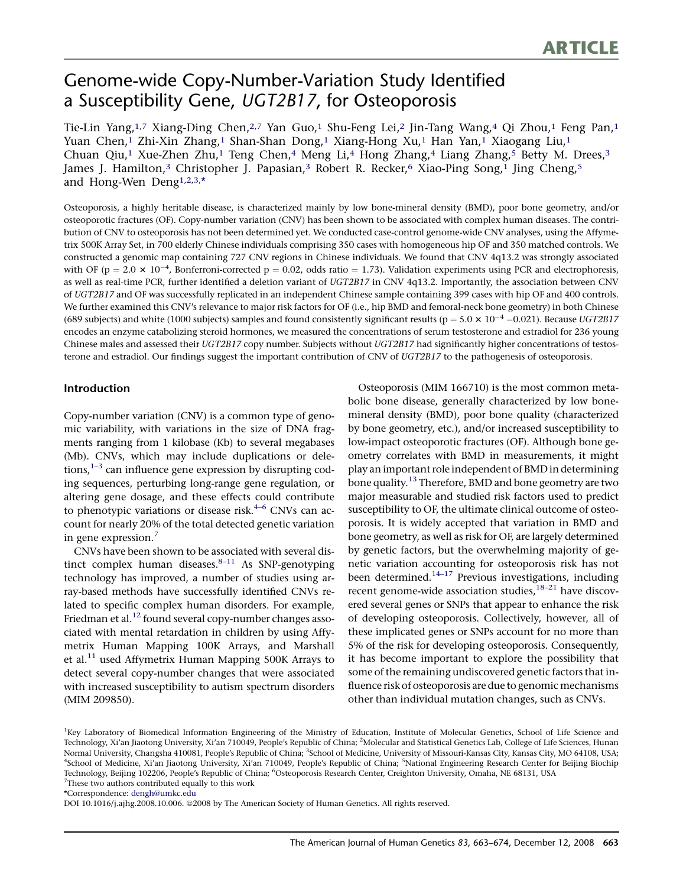# Genome-wide Copy-Number-Variation Study Identified a Susceptibility Gene, *UGT2B17*, for Osteoporosis

Tie-Lin Yang,[1,7] Xiang-Ding Chen,[2,7] Yan Guo,[1] Shu-Feng Lei,[2] Jin-Tang Wang,[4] Qi Zhou,[1] Feng Pan,[1] Yuan Chen,[1] Zhi-Xin Zhang,[1] Shan-Shan Dong,[1] Xiang-Hong Xu,[1] Han Yan,[1] Xiaogang Liu,[1] Chuan Qiu,[1] Xue-Zhen Zhu,[1] Teng Chen,[4] Meng Li,[4] Hong Zhang,[4] Liang Zhang,[5] Betty M. Drees,[3] James J. Hamilton,[3] Christopher J. Papasian,[3] Robert R. Recker,[6] Xiao-Ping Song,[1] Jing Cheng,[5] and Hong-Wen Deng[1,2,3,*]

Osteoporosis, a highly heritable disease, is characterized mainly by low bone-mineral density (BMD), poor bone geometry, and/or osteoporotic fractures (OF). Copy-number variation (CNV) has been shown to be associated with complex human diseases. The contribution of CNV to osteoporosis has not been determined yet. We conducted case-control genome-wide CNV analyses, using the Affymetrix 500K Array Set, in 700 elderly Chinese individuals comprising 350 cases with homogeneous hip OF and 350 matched controls. We constructed a genomic map containing 727 CNV regions in Chinese individuals. We found that CNV 4q13.2 was strongly associated with OF ($p = 2.0 \times 10^{-4}$, Bonferroni-corrected $p = 0.02$, odds ratio = 1.73). Validation experiments using PCR and electrophoresis, as well as real-time PCR, further identified a deletion variant of *UGT2B17* in CNV 4q13.2. Importantly, the association between CNV of *UGT2B17* and OF was successfully replicated in an independent Chinese sample containing 399 cases with hip OF and 400 controls. We further examined this CNV's relevance to major risk factors for OF (i.e., hip BMD and femoral-neck bone geometry) in both Chinese (689 subjects) and white (1000 subjects) samples and found consistently significant results ($p = 5.0 \times 10^{-4}$ –0.021). Because *UGT2B17* encodes an enzyme catabolizing steroid hormones, we measured the concentrations of serum testosterone and estradiol for 236 young Chinese males and assessed their *UGT2B17* copy number. Subjects without *UGT2B17* had significantly higher concentrations of testosterone and estradiol. Our findings suggest the important contribution of CNV of *UGT2B17* to the pathogenesis of osteoporosis.

## Introduction

Copy-number variation (CNV) is a common type of genomic variability, with variations in the size of DNA fragments ranging from 1 kilobase (Kb) to several megabases (Mb). CNVs, which may include duplications or deletions,[1–3] can influence gene expression by disrupting coding sequences, perturbing long-range gene regulation, or altering gene dosage, and these effects could contribute to phenotypic variations or disease risk.[4–6] CNVs can account for nearly 20% of the total detected genetic variation in gene expression.[7]

CNVs have been shown to be associated with several distinct complex human diseases.[8–11] As SNP-genotyping technology has improved, a number of studies using array-based methods have successfully identified CNVs related to specific complex human disorders. For example, Friedman et al.[12] found several copy-number changes associated with mental retardation in children by using Affymetrix Human Mapping 100K Arrays, and Marshall et al.[11] used Affymetrix Human Mapping 500K Arrays to detect several copy-number changes that were associated with increased susceptibility to autism spectrum disorders (MIM 209850).

Osteoporosis (MIM 166710) is the most common metabolic bone disease, generally characterized by low bone-mineral density (BMD), poor bone quality (characterized by bone geometry, etc.), and/or increased susceptibility to low-impact osteoporotic fractures (OF). Although bone geometry correlates with BMD in measurements, it might play an important role independent of BMD in determining bone quality.[13] Therefore, BMD and bone geometry are two major measurable and studied risk factors used to predict susceptibility to OF, the ultimate clinical outcome of osteoporosis. It is widely accepted that variation in BMD and bone geometry, as well as risk for OF, are largely determined by genetic factors, but the overwhelming majority of genetic variation accounting for osteoporosis risk has not been determined.[14–17] Previous investigations, including recent genome-wide association studies,[18–21] have discovered several genes or SNPs that appear to enhance the risk of developing osteoporosis. Collectively, however, all of these implicated genes or SNPs account for no more than 5% of the risk for developing osteoporosis. Consequently, it has become important to explore the possibility that some of the remaining undiscovered genetic factors that influence risk of osteoporosis are due to genomic mechanisms other than individual mutation changes, such as CNVs.

[1]Key Laboratory of Biomedical Information Engineering of the Ministry of Education, Institute of Molecular Genetics, School of Life Science and Technology, Xi'an Jiaotong University, Xi'an 710049, People's Republic of China; [2]Molecular and Statistical Genetics Lab, College of Life Sciences, Hunan Normal University, Changsha 410081, People's Republic of China; [3]School of Medicine, University of Missouri-Kansas City, Kansas City, MO 64108, USA; [4]School of Medicine, Xi'an Jiaotong University, Xi'an 710049, People's Republic of China; [5]National Engineering Research Center for Beijing Biochip Technology, Beijing 102206, People's Republic of China; [6]Osteoporosis Research Center, Creighton University, Omaha, NE 68131, USA

[7]These two authors contributed equally to this work

*Correspondence: dengh@umkc.edu

DOI 10.1016/j.ajhg.2008.10.006. ©2008 by The American Society of Human Genetics. All rights reserved.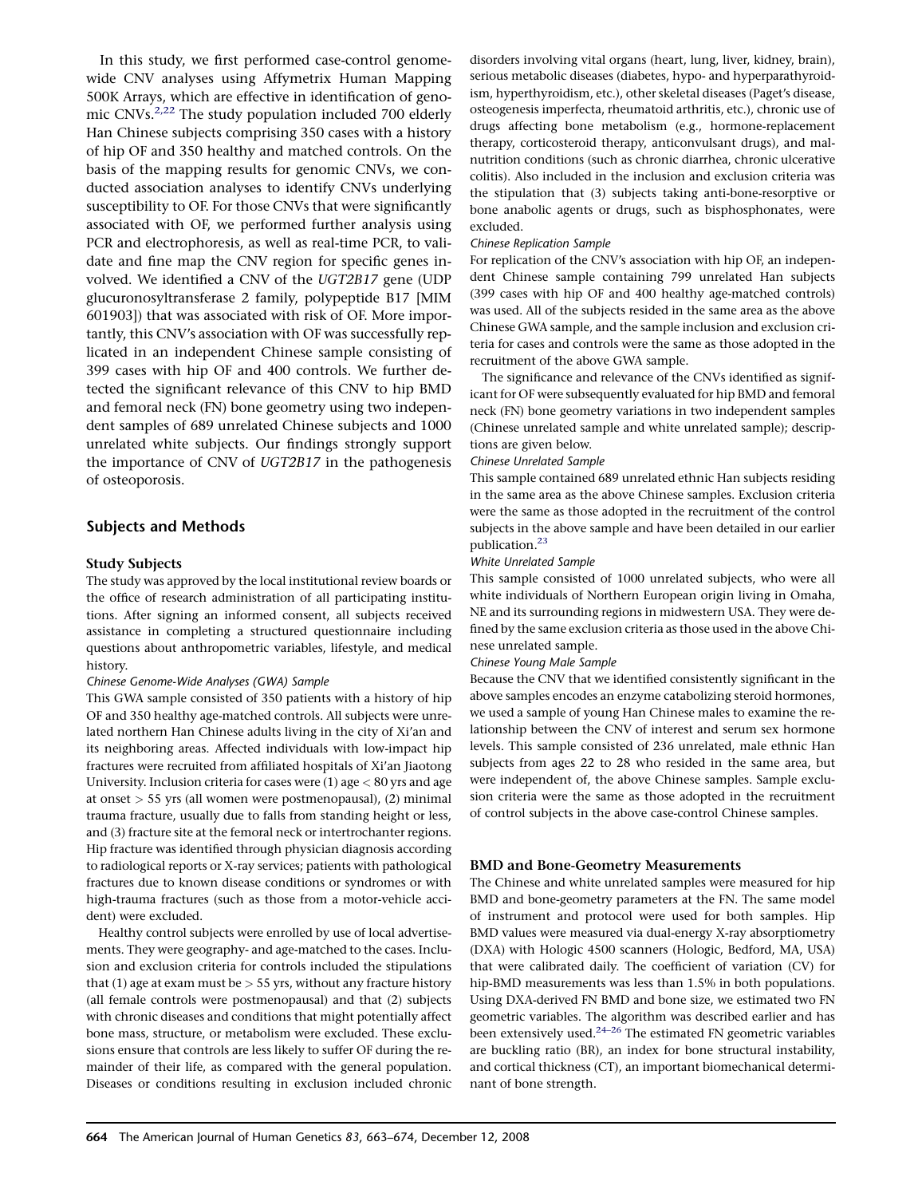In this study, we first performed case-control genome-wide CNV analyses using Affymetrix Human Mapping 500K Arrays, which are effective in identification of genomic CNVs.[2,22] The study population included 700 elderly Han Chinese subjects comprising 350 cases with a history of hip OF and 350 healthy and matched controls. On the basis of the mapping results for genomic CNVs, we conducted association analyses to identify CNVs underlying susceptibility to OF. For those CNVs that were significantly associated with OF, we performed further analysis using PCR and electrophoresis, as well as real-time PCR, to validate and fine map the CNV region for specific genes involved. We identified a CNV of the *UGT2B17* gene (UDP glucuronosyltransferase 2 family, polypeptide B17 [MIM 601903]) that was associated with risk of OF. More importantly, this CNV's association with OF was successfully replicated in an independent Chinese sample consisting of 399 cases with hip OF and 400 controls. We further detected the significant relevance of this CNV to hip BMD and femoral neck (FN) bone geometry using two independent samples of 689 unrelated Chinese subjects and 1000 unrelated white subjects. Our findings strongly support the importance of CNV of *UGT2B17* in the pathogenesis of osteoporosis.

## Subjects and Methods

### Study Subjects

The study was approved by the local institutional review boards or the office of research administration of all participating institutions. After signing an informed consent, all subjects received assistance in completing a structured questionnaire including questions about anthropometric variables, lifestyle, and medical history.

*Chinese Genome-Wide Analyses (GWA) Sample*

This GWA sample consisted of 350 patients with a history of hip OF and 350 healthy age-matched controls. All subjects were unrelated northern Han Chinese adults living in the city of Xi'an and its neighboring areas. Affected individuals with low-impact hip fractures were recruited from affiliated hospitals of Xi'an Jiaotong University. Inclusion criteria for cases were (1) age < 80 yrs and age at onset > 55 yrs (all women were postmenopausal), (2) minimal trauma fracture, usually due to falls from standing height or less, and (3) fracture site at the femoral neck or intertrochanter regions. Hip fracture was identified through physician diagnosis according to radiological reports or X-ray services; patients with pathological fractures due to known disease conditions or syndromes or with high-trauma fractures (such as those from a motor-vehicle accident) were excluded.

Healthy control subjects were enrolled by use of local advertisements. They were geography- and age-matched to the cases. Inclusion and exclusion criteria for controls included the stipulations that (1) age at exam must be > 55 yrs, without any fracture history (all female controls were postmenopausal) and that (2) subjects with chronic diseases and conditions that might potentially affect bone mass, structure, or metabolism were excluded. These exclusions ensure that controls are less likely to suffer OF during the remainder of their life, as compared with the general population. Diseases or conditions resulting in exclusion included chronic disorders involving vital organs (heart, lung, liver, kidney, brain), serious metabolic diseases (diabetes, hypo- and hyperparathyroidism, hyperthyroidism, etc.), other skeletal diseases (Paget's disease, osteogenesis imperfecta, rheumatoid arthritis, etc.), chronic use of drugs affecting bone metabolism (e.g., hormone-replacement therapy, corticosteroid therapy, anticonvulsant drugs), and malnutrition conditions (such as chronic diarrhea, chronic ulcerative colitis). Also included in the inclusion and exclusion criteria was the stipulation that (3) subjects taking anti-bone-resorptive or bone anabolic agents or drugs, such as bisphosphonates, were excluded.

*Chinese Replication Sample*

For replication of the CNV's association with hip OF, an independent Chinese sample containing 799 unrelated Han subjects (399 cases with hip OF and 400 healthy age-matched controls) was used. All of the subjects resided in the same area as the above Chinese GWA sample, and the sample inclusion and exclusion criteria for cases and controls were the same as those adopted in the recruitment of the above GWA sample.

The significance and relevance of the CNVs identified as significant for OF were subsequently evaluated for hip BMD and femoral neck (FN) bone geometry variations in two independent samples (Chinese unrelated sample and white unrelated sample); descriptions are given below.

*Chinese Unrelated Sample*

This sample contained 689 unrelated ethnic Han subjects residing in the same area as the above Chinese samples. Exclusion criteria were the same as those adopted in the recruitment of the control subjects in the above sample and have been detailed in our earlier publication.[23]

*White Unrelated Sample*

This sample consisted of 1000 unrelated subjects, who were all white individuals of Northern European origin living in Omaha, NE and its surrounding regions in midwestern USA. They were defined by the same exclusion criteria as those used in the above Chinese unrelated sample.

*Chinese Young Male Sample*

Because the CNV that we identified consistently significant in the above samples encodes an enzyme catabolizing steroid hormones, we used a sample of young Han Chinese males to examine the relationship between the CNV of interest and serum sex hormone levels. This sample consisted of 236 unrelated, male ethnic Han subjects from ages 22 to 28 who resided in the same area, but were independent of, the above Chinese samples. Sample exclusion criteria were the same as those adopted in the recruitment of control subjects in the above case-control Chinese samples.

### BMD and Bone-Geometry Measurements

The Chinese and white unrelated samples were measured for hip BMD and bone-geometry parameters at the FN. The same model of instrument and protocol were used for both samples. Hip BMD values were measured via dual-energy X-ray absorptiometry (DXA) with Hologic 4500 scanners (Hologic, Bedford, MA, USA) that were calibrated daily. The coefficient of variation (CV) for hip-BMD measurements was less than 1.5% in both populations. Using DXA-derived FN BMD and bone size, we estimated two FN geometric variables. The algorithm was described earlier and has been extensively used.[24–26] The estimated FN geometric variables are buckling ratio (BR), an index for bone structural instability, and cortical thickness (CT), an important biomechanical determinant of bone strength.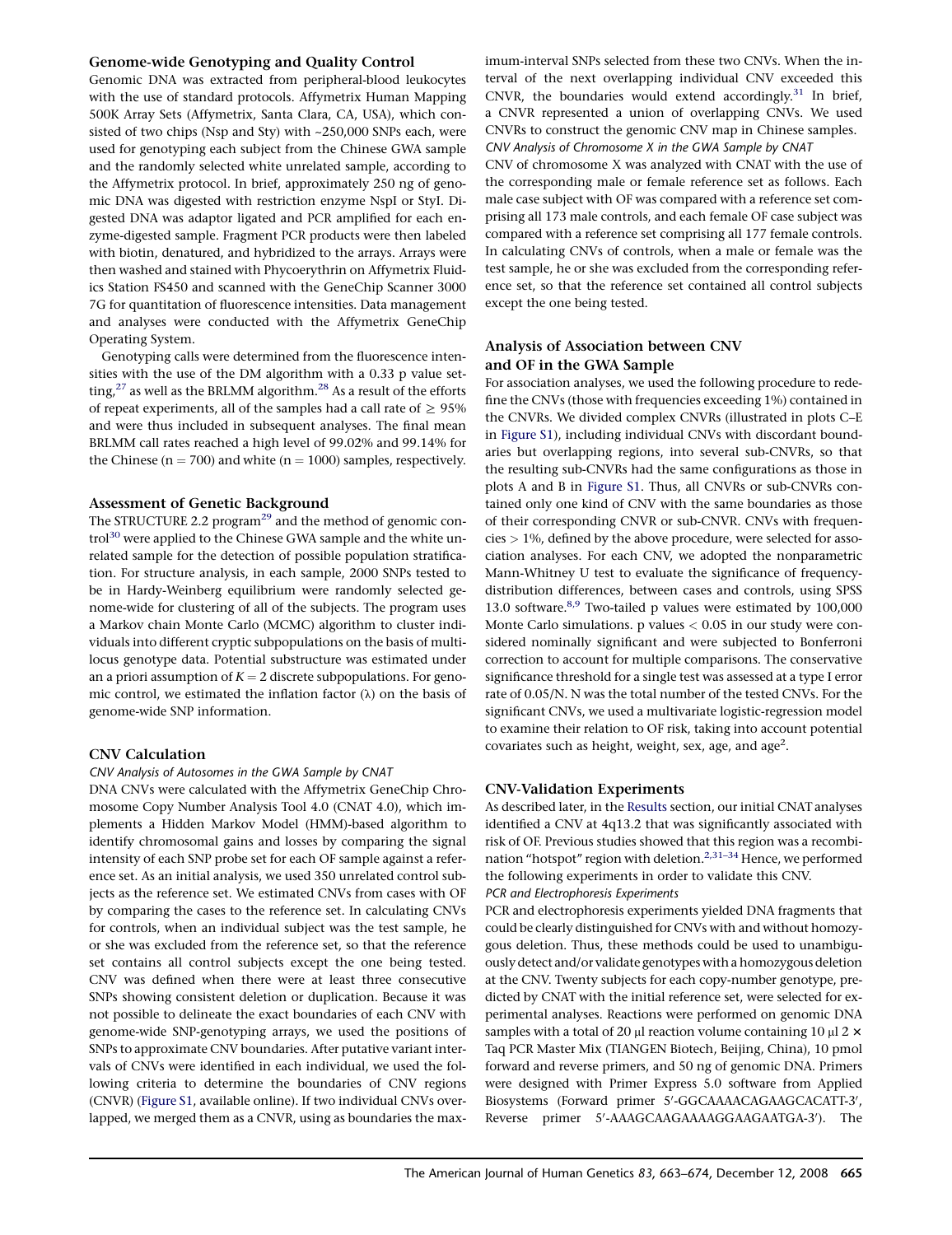### Genome-wide Genotyping and Quality Control

Genomic DNA was extracted from peripheral-blood leukocytes with the use of standard protocols. Affymetrix Human Mapping 500K Array Sets (Affymetrix, Santa Clara, CA, USA), which consisted of two chips (Nsp and Sty) with ~250,000 SNPs each, were used for genotyping each subject from the Chinese GWA sample and the randomly selected white unrelated sample, according to the Affymetrix protocol. In brief, approximately 250 ng of genomic DNA was digested with restriction enzyme NspI or StyI. Digested DNA was adaptor ligated and PCR amplified for each enzyme-digested sample. Fragment PCR products were then labeled with biotin, denatured, and hybridized to the arrays. Arrays were then washed and stained with Phycoerythrin on Affymetrix Fluidics Station FS450 and scanned with the GeneChip Scanner 3000 7G for quantitation of fluorescence intensities. Data management and analyses were conducted with the Affymetrix GeneChip Operating System.

Genotyping calls were determined from the fluorescence intensities with the use of the DM algorithm with a 0.33 p value setting,[27] as well as the BRLMM algorithm.[28] As a result of the efforts of repeat experiments, all of the samples had a call rate of $\geq 95\%$ and were thus included in subsequent analyses. The final mean BRLMM call rates reached a high level of 99.02% and 99.14% for the Chinese ($n = 700$) and white ($n = 1000$) samples, respectively.

### Assessment of Genetic Background

The STRUCTURE 2.2 program[29] and the method of genomic control[30] were applied to the Chinese GWA sample and the white unrelated sample for the detection of possible population stratification. For structure analysis, in each sample, 2000 SNPs tested to be in Hardy-Weinberg equilibrium were randomly selected genome-wide for clustering of all of the subjects. The program uses a Markov chain Monte Carlo (MCMC) algorithm to cluster individuals into different cryptic subpopulations on the basis of multilocus genotype data. Potential substructure was estimated under an a priori assumption of $K = 2$ discrete subpopulations. For genomic control, we estimated the inflation factor ($\lambda$) on the basis of genome-wide SNP information.

### CNV Calculation

*CNV Analysis of Autosomes in the GWA Sample by CNAT*

DNA CNVs were calculated with the Affymetrix GeneChip Chromosome Copy Number Analysis Tool 4.0 (CNAT 4.0), which implements a Hidden Markov Model (HMM)-based algorithm to identify chromosomal gains and losses by comparing the signal intensity of each SNP probe set for each OF sample against a reference set. As an initial analysis, we used 350 unrelated control subjects as the reference set. We estimated CNVs from cases with OF by comparing the cases to the reference set. In calculating CNVs for controls, when an individual subject was the test sample, he or she was excluded from the reference set, so that the reference set contains all control subjects except the one being tested. CNV was defined when there were at least three consecutive SNPs showing consistent deletion or duplication. Because it was not possible to delineate the exact boundaries of each CNV with genome-wide SNP-genotyping arrays, we used the positions of SNPs to approximate CNV boundaries. After putative variant intervals of CNVs were identified in each individual, we used the following criteria to determine the boundaries of CNV regions (CNVR) (Figure S1, available online). If two individual CNVs overlapped, we merged them as a CNVR, using as boundaries the maximum-interval SNPs selected from these two CNVs. When the interval of the next overlapping individual CNV exceeded this CNVR, the boundaries would extend accordingly.[31] In brief, a CNVR represented a union of overlapping CNVs. We used CNVRs to construct the genomic CNV map in Chinese samples.

*CNV Analysis of Chromosome X in the GWA Sample by CNAT*

CNV of chromosome X was analyzed with CNAT with the use of the corresponding male or female reference set as follows. Each male case subject with OF was compared with a reference set comprising all 173 male controls, and each female OF case subject was compared with a reference set comprising all 177 female controls. In calculating CNVs of controls, when a male or female was the test sample, he or she was excluded from the corresponding reference set, so that the reference set contained all control subjects except the one being tested.

### Analysis of Association between CNV and OF in the GWA Sample

For association analyses, we used the following procedure to redefine the CNVs (those with frequencies exceeding 1%) contained in the CNVRs. We divided complex CNVRs (illustrated in plots C–E in Figure S1), including individual CNVs with discordant boundaries but overlapping regions, into several sub-CNVRs, so that the resulting sub-CNVRs had the same configurations as those in plots A and B in Figure S1. Thus, all CNVRs or sub-CNVRs contained only one kind of CNV with the same boundaries as those of their corresponding CNVR or sub-CNVR. CNVs with frequencies $> 1\%$, defined by the above procedure, were selected for association analyses. For each CNV, we adopted the nonparametric Mann-Whitney U test to evaluate the significance of frequency-distribution differences, between cases and controls, using SPSS 13.0 software.[8,9] Two-tailed p values were estimated by 100,000 Monte Carlo simulations. p values $< 0.05$ in our study were considered nominally significant and were subjected to Bonferroni correction to account for multiple comparisons. The conservative significance threshold for a single test was assessed at a type I error rate of 0.05/N. N was the total number of the tested CNVs. For the significant CNVs, we used a multivariate logistic-regression model to examine their relation to OF risk, taking into account potential covariates such as height, weight, sex, age, and age$^2$.

### CNV-Validation Experiments

As described later, in the Results section, our initial CNAT analyses identified a CNV at 4q13.2 that was significantly associated with risk of OF. Previous studies showed that this region was a recombination "hotspot" region with deletion.[2,31–34] Hence, we performed the following experiments in order to validate this CNV.

*PCR and Electrophoresis Experiments*

PCR and electrophoresis experiments yielded DNA fragments that could be clearly distinguished for CNVs with and without homozygous deletion. Thus, these methods could be used to unambiguously detect and/or validate genotypes with a homozygous deletion at the CNV. Twenty subjects for each copy-number genotype, predicted by CNAT with the initial reference set, were selected for experimental analyses. Reactions were performed on genomic DNA samples with a total of 20 μl reaction volume containing 10 μl 2 × Taq PCR Master Mix (TIANGEN Biotech, Beijing, China), 10 pmol forward and reverse primers, and 50 ng of genomic DNA. Primers were designed with Primer Express 5.0 software from Applied Biosystems (Forward primer 5′-GGCAAAACAGAAGCACATT-3′, Reverse primer 5′-AAAGCAAGAAAAGGAAGAATGA-3′). The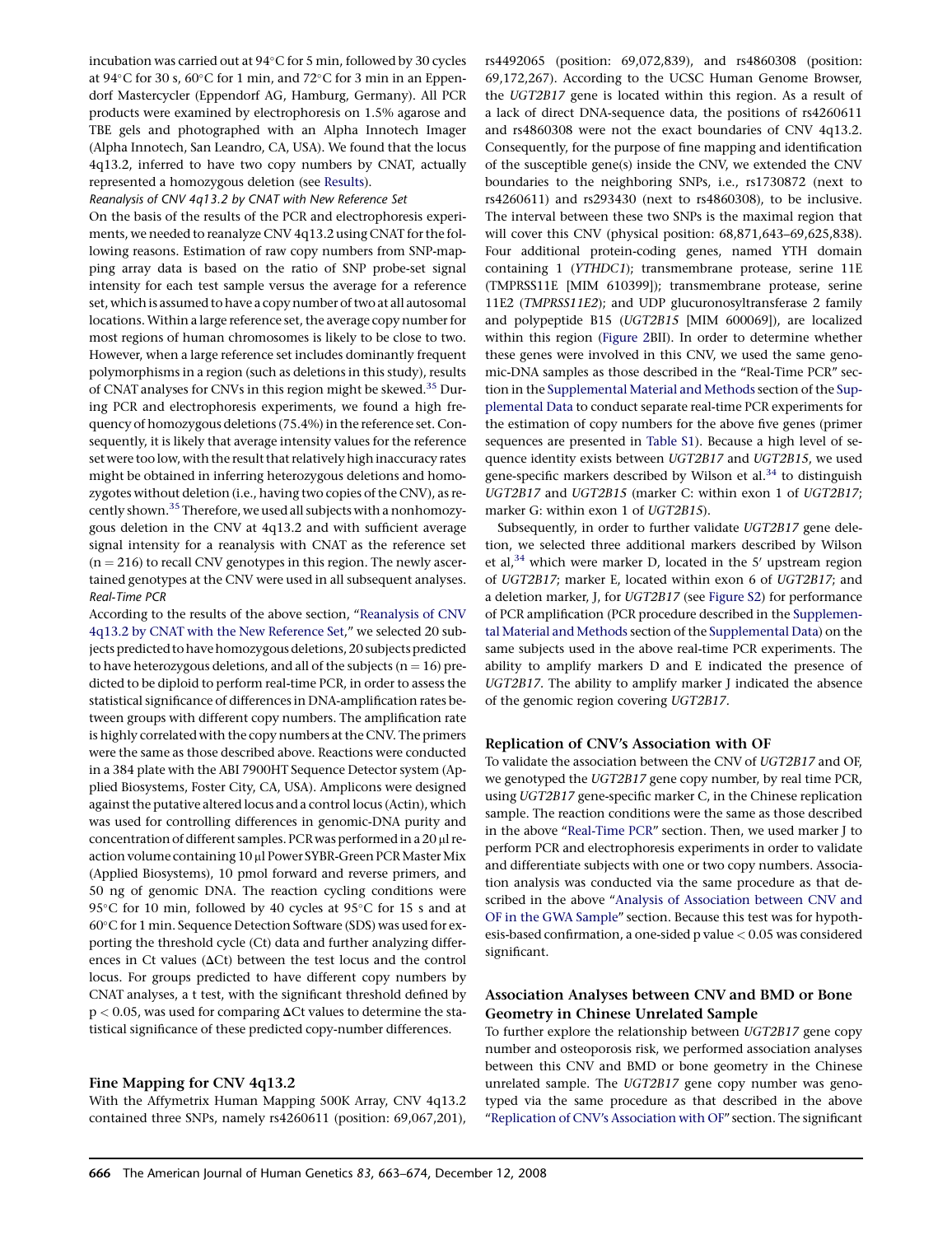incubation was carried out at 94°C for 5 min, followed by 30 cycles at 94°C for 30 s, 60°C for 1 min, and 72°C for 3 min in an Eppendorf Mastercycler (Eppendorf AG, Hamburg, Germany). All PCR products were examined by electrophoresis on 1.5% agarose and TBE gels and photographed with an Alpha Innotech Imager (Alpha Innotech, San Leandro, CA, USA). We found that the locus 4q13.2, inferred to have two copy numbers by CNAT, actually represented a homozygous deletion (see Results).

*Reanalysis of CNV 4q13.2 by CNAT with New Reference Set*

On the basis of the results of the PCR and electrophoresis experiments, we needed to reanalyze CNV 4q13.2 using CNAT for the following reasons. Estimation of raw copy numbers from SNP-mapping array data is based on the ratio of SNP probe-set signal intensity for each test sample versus the average for a reference set, which is assumed to have a copy number of two at all autosomal locations. Within a large reference set, the average copy number for most regions of human chromosomes is likely to be close to two. However, when a large reference set includes dominantly frequent polymorphisms in a region (such as deletions in this study), results of CNAT analyses for CNVs in this region might be skewed.[35] During PCR and electrophoresis experiments, we found a high frequency of homozygous deletions (75.4%) in the reference set. Consequently, it is likely that average intensity values for the reference set were too low, with the result that relatively high inaccuracy rates might be obtained in inferring heterozygous deletions and homozygotes without deletion (i.e., having two copies of the CNV), as recently shown.[35] Therefore, we used all subjects with a nonhomozygous deletion in the CNV at 4q13.2 and with sufficient average signal intensity for a reanalysis with CNAT as the reference set ($n = 216$) to recall CNV genotypes in this region. The newly ascertained genotypes at the CNV were used in all subsequent analyses.

*Real-Time PCR*

According to the results of the above section, "Reanalysis of CNV 4q13.2 by CNAT with the New Reference Set," we selected 20 subjects predicted to have homozygous deletions, 20 subjects predicted to have heterozygous deletions, and all of the subjects ($n = 16$) predicted to be diploid to perform real-time PCR, in order to assess the statistical significance of differences in DNA-amplification rates between groups with different copy numbers. The amplification rate is highly correlated with the copy numbers at the CNV. The primers were the same as those described above. Reactions were conducted in a 384 plate with the ABI 7900HT Sequence Detector system (Applied Biosystems, Foster City, CA, USA). Amplicons were designed against the putative altered locus and a control locus (Actin), which was used for controlling differences in genomic-DNA purity and concentration of different samples. PCR was performed in a 20 μl reaction volume containing 10 μl Power SYBR-Green PCR Master Mix (Applied Biosystems), 10 pmol forward and reverse primers, and 50 ng of genomic DNA. The reaction cycling conditions were 95°C for 10 min, followed by 40 cycles at 95°C for 15 s and at 60°C for 1 min. Sequence Detection Software (SDS) was used for exporting the threshold cycle (Ct) data and further analyzing differences in Ct values (ΔCt) between the test locus and the control locus. For groups predicted to have different copy numbers by CNAT analyses, a t test, with the significant threshold defined by $p < 0.05$, was used for comparing ΔCt values to determine the statistical significance of these predicted copy-number differences.

## Fine Mapping for CNV 4q13.2

With the Affymetrix Human Mapping 500K Array, CNV 4q13.2 contained three SNPs, namely rs4260611 (position: 69,067,201), rs4492065 (position: 69,072,839), and rs4860308 (position: 69,172,267). According to the UCSC Human Genome Browser, the *UGT2B17* gene is located within this region. As a result of a lack of direct DNA-sequence data, the positions of rs4260611 and rs4860308 were not the exact boundaries of CNV 4q13.2. Consequently, for the purpose of fine mapping and identification of the susceptible gene(s) inside the CNV, we extended the CNV boundaries to the neighboring SNPs, i.e., rs1730872 (next to rs4260611) and rs293430 (next to rs4860308), to be inclusive. The interval between these two SNPs is the maximal region that will cover this CNV (physical position: 68,871,643–69,625,838). Four additional protein-coding genes, named YTH domain containing 1 (*YTHDC1*); transmembrane protease, serine 11E (TMPRSS11E [MIM 610399]); transmembrane protease, serine 11E2 (*TMPRSS11E2*); and UDP glucuronosyltransferase 2 family and polypeptide B15 (*UGT2B15* [MIM 600069]), are localized within this region (Figure 2BII). In order to determine whether these genes were involved in this CNV, we used the same genomic-DNA samples as those described in the "Real-Time PCR" section in the Supplemental Material and Methods section of the Supplemental Data to conduct separate real-time PCR experiments for the estimation of copy numbers for the above five genes (primer sequences are presented in Table S1). Because a high level of sequence identity exists between *UGT2B17* and *UGT2B15*, we used gene-specific markers described by Wilson et al.[34] to distinguish *UGT2B17* and *UGT2B15* (marker C: within exon 1 of *UGT2B17*; marker G: within exon 1 of *UGT2B15*).

Subsequently, in order to further validate *UGT2B17* gene deletion, we selected three additional markers described by Wilson et al,[34] which were marker D, located in the 5′ upstream region of *UGT2B17*; marker E, located within exon 6 of *UGT2B17*; and a deletion marker, J, for *UGT2B17* (see Figure S2) for performance of PCR amplification (PCR procedure described in the Supplemental Material and Methods section of the Supplemental Data) on the same subjects used in the above real-time PCR experiments. The ability to amplify markers D and E indicated the presence of *UGT2B17*. The ability to amplify marker J indicated the absence of the genomic region covering *UGT2B17*.

## Replication of CNV's Association with OF

To validate the association between the CNV of *UGT2B17* and OF, we genotyped the *UGT2B17* gene copy number, by real time PCR, using *UGT2B17* gene-specific marker C, in the Chinese replication sample. The reaction conditions were the same as those described in the above "Real-Time PCR" section. Then, we used marker J to perform PCR and electrophoresis experiments in order to validate and differentiate subjects with one or two copy numbers. Association analysis was conducted via the same procedure as that described in the above "Analysis of Association between CNV and OF in the GWA Sample" section. Because this test was for hypothesis-based confirmation, a one-sided p value $< 0.05$ was considered significant.

## Association Analyses between CNV and BMD or Bone Geometry in Chinese Unrelated Sample

To further explore the relationship between *UGT2B17* gene copy number and osteoporosis risk, we performed association analyses between this CNV and BMD or bone geometry in the Chinese unrelated sample. The *UGT2B17* gene copy number was genotyped via the same procedure as that described in the above "Replication of CNV's Association with OF" section. The significant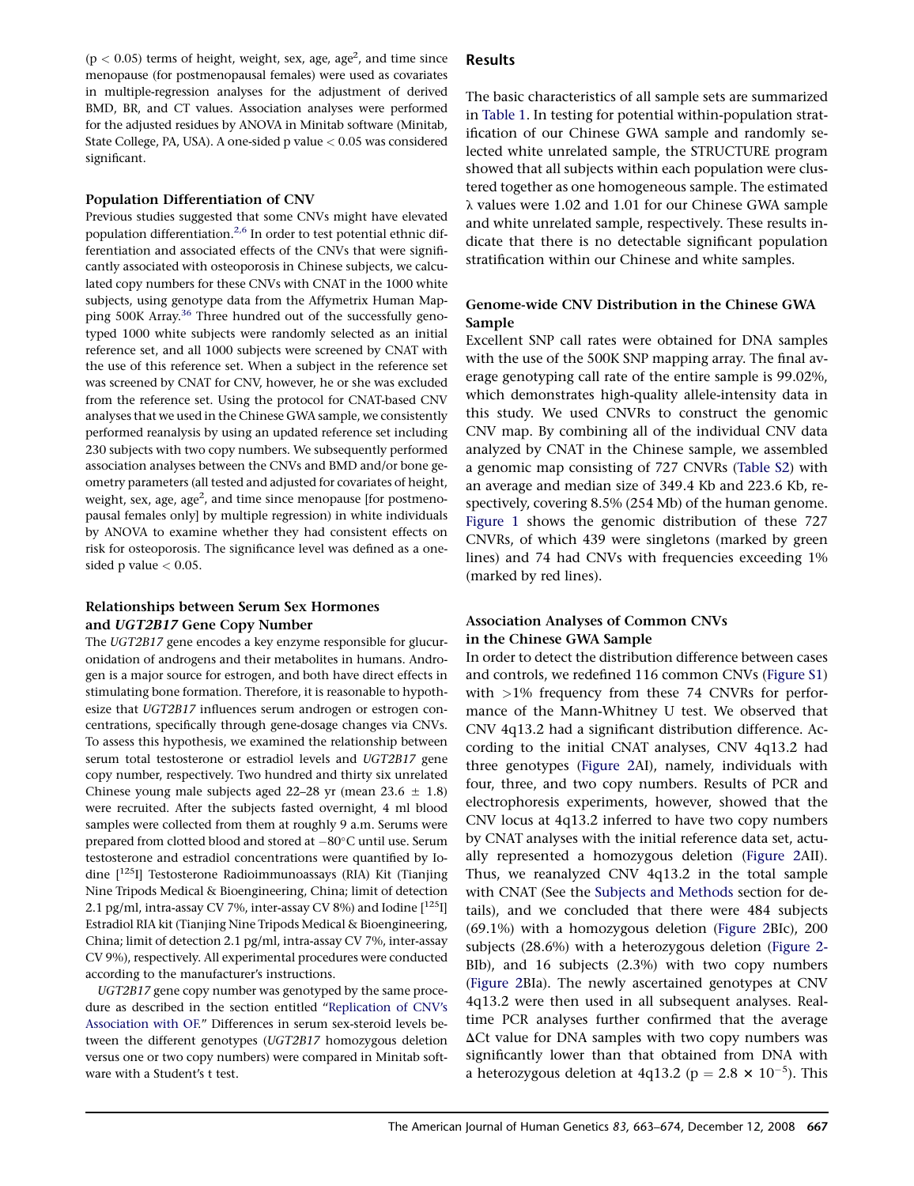($p < 0.05$) terms of height, weight, sex, age, age$^2$, and time since menopause (for postmenopausal females) were used as covariates in multiple-regression analyses for the adjustment of derived BMD, BR, and CT values. Association analyses were performed for the adjusted residues by ANOVA in Minitab software (Minitab, State College, PA, USA). A one-sided p value $< 0.05$ was considered significant.

### Population Differentiation of CNV

Previous studies suggested that some CNVs might have elevated population differentiation.[2,6] In order to test potential ethnic differentiation and associated effects of the CNVs that were significantly associated with osteoporosis in Chinese subjects, we calculated copy numbers for these CNVs with CNAT in the 1000 white subjects, using genotype data from the Affymetrix Human Mapping 500K Array.[36] Three hundred out of the successfully genotyped 1000 white subjects were randomly selected as an initial reference set, and all 1000 subjects were screened by CNAT with the use of this reference set. When a subject in the reference set was screened by CNAT for CNV, however, he or she was excluded from the reference set. Using the protocol for CNAT-based CNV analyses that we used in the Chinese GWA sample, we consistently performed reanalysis by using an updated reference set including 230 subjects with two copy numbers. We subsequently performed association analyses between the CNVs and BMD and/or bone geometry parameters (all tested and adjusted for covariates of height, weight, sex, age, age$^2$, and time since menopause [for postmenopausal females only] by multiple regression) in white individuals by ANOVA to examine whether they had consistent effects on risk for osteoporosis. The significance level was defined as a one-sided p value $< 0.05$.

### Relationships between Serum Sex Hormones and *UGT2B17* Gene Copy Number

The *UGT2B17* gene encodes a key enzyme responsible for glucuronidation of androgens and their metabolites in humans. Androgen is a major source for estrogen, and both have direct effects in stimulating bone formation. Therefore, it is reasonable to hypothesize that *UGT2B17* influences serum androgen or estrogen concentrations, specifically through gene-dosage changes via CNVs. To assess this hypothesis, we examined the relationship between serum total testosterone or estradiol levels and *UGT2B17* gene copy number, respectively. Two hundred and thirty six unrelated Chinese young male subjects aged 22–28 yr (mean $23.6 \pm 1.8$) were recruited. After the subjects fasted overnight, 4 ml blood samples were collected from them at roughly 9 a.m. Serums were prepared from clotted blood and stored at $-80°C$ until use. Serum testosterone and estradiol concentrations were quantified by Iodine [$^{125}$I] Testosterone Radioimmunoassays (RIA) Kit (Tianjing Nine Tripods Medical & Bioengineering, China; limit of detection 2.1 pg/ml, intra-assay CV 7%, inter-assay CV 8%) and Iodine [$^{125}$I] Estradiol RIA kit (Tianjing Nine Tripods Medical & Bioengineering, China; limit of detection 2.1 pg/ml, intra-assay CV 7%, inter-assay CV 9%), respectively. All experimental procedures were conducted according to the manufacturer's instructions.

*UGT2B17* gene copy number was genotyped by the same procedure as described in the section entitled "Replication of CNV's Association with OF." Differences in serum sex-steroid levels between the different genotypes (*UGT2B17* homozygous deletion versus one or two copy numbers) were compared in Minitab software with a Student's t test.

## Results

The basic characteristics of all sample sets are summarized in Table 1. In testing for potential within-population stratification of our Chinese GWA sample and randomly selected white unrelated sample, the STRUCTURE program showed that all subjects within each population were clustered together as one homogeneous sample. The estimated $\lambda$ values were 1.02 and 1.01 for our Chinese GWA sample and white unrelated sample, respectively. These results indicate that there is no detectable significant population stratification within our Chinese and white samples.

### Genome-wide CNV Distribution in the Chinese GWA Sample

Excellent SNP call rates were obtained for DNA samples with the use of the 500K SNP mapping array. The final average genotyping call rate of the entire sample is 99.02%, which demonstrates high-quality allele-intensity data in this study. We used CNVRs to construct the genomic CNV map. By combining all of the individual CNV data analyzed by CNAT in the Chinese sample, we assembled a genomic map consisting of 727 CNVRs (Table S2) with an average and median size of 349.4 Kb and 223.6 Kb, respectively, covering 8.5% (254 Mb) of the human genome. Figure 1 shows the genomic distribution of these 727 CNVRs, of which 439 were singletons (marked by green lines) and 74 had CNVs with frequencies exceeding 1% (marked by red lines).

### Association Analyses of Common CNVs in the Chinese GWA Sample

In order to detect the distribution difference between cases and controls, we redefined 116 common CNVs (Figure S1) with >1% frequency from these 74 CNVRs for performance of the Mann-Whitney U test. We observed that CNV 4q13.2 had a significant distribution difference. According to the initial CNAT analyses, CNV 4q13.2 had three genotypes (Figure 2AI), namely, individuals with four, three, and two copy numbers. Results of PCR and electrophoresis experiments, however, showed that the CNV locus at 4q13.2 inferred to have two copy numbers by CNAT analyses with the initial reference data set, actually represented a homozygous deletion (Figure 2AII). Thus, we reanalyzed CNV 4q13.2 in the total sample with CNAT (See the Subjects and Methods section for details), and we concluded that there were 484 subjects (69.1%) with a homozygous deletion (Figure 2BIc), 200 subjects (28.6%) with a heterozygous deletion (Figure 2BIb), and 16 subjects (2.3%) with two copy numbers (Figure 2BIa). The newly ascertained genotypes at CNV 4q13.2 were then used in all subsequent analyses. Real-time PCR analyses further confirmed that the average $\Delta$Ct value for DNA samples with two copy numbers was significantly lower than that obtained from DNA with a heterozygous deletion at 4q13.2 ($p = 2.8 \times 10^{-5}$). This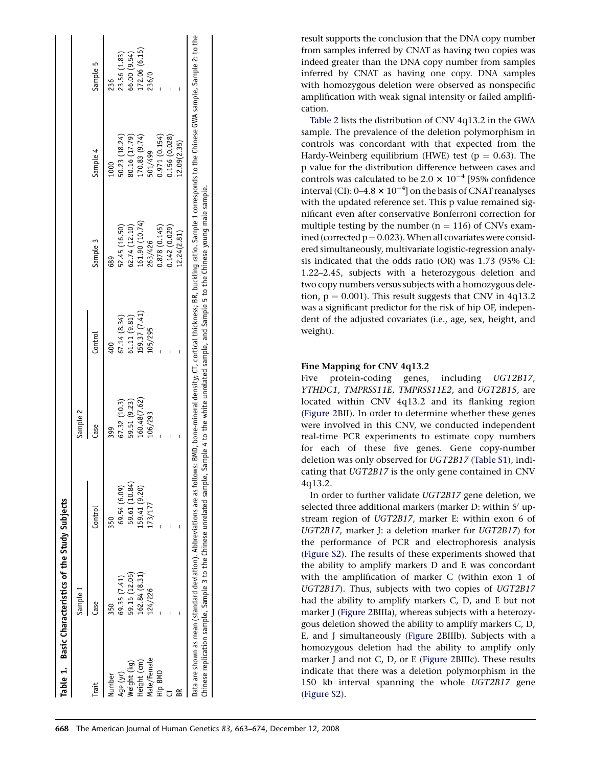**Table 1. Basic Characteristics of the Study Subjects**

| Trait | Sample 1 | | Sample 2 | | Sample 3 | Sample 4 | Sample 5 |
|---|---|---|---|---|---|---|---|
| | Case | Control | Case | Control | | | |
| Number | 350 | 350 | 399 | 400 | 689 | 1000 | 236 |
| Age (yr) | 69.35 (7.41) | 69.54 (6.09) | 67.32 (10.3) | 67.14 (8.34) | 52.45 (16.50) | 50.23 (18.24) | 23.56 (1.83) |
| Weight (kg) | 59.15 (12.05) | 59.61 (10.84) | 59.51 (9.23) | 61.11 (9.81) | 62.74 (12.10) | 80.16 (17.79) | 66.00 (9.54) |
| Height (cm) | 162.84 (8.31) | 159.41 (9.20) | 160.48(7.62) | 159.37 (7.41) | 161.90 (10.74) | 170.83 (9.74) | 172.06 (6.15) |
| Male/Female | 124/226 | 173/177 | 106/293 | 105/295 | 263/426 | 501/499 | 236/0 |
| Hip BMD | - | - | - | - | 0.878 (0.145) | 0.971 (0.154) | - |
| CT | - | - | - | - | 0.142 (0.029) | 0.156 (0.028) | - |
| BR | - | - | - | - | 12.24(2.81) | 12.09(2.35) | - |

Data are shown as mean (standard deviation). Abbreviations are as follows: BMD, bone-mineral density; CT, cortical thickness; BR, buckling ratio. Sample 1 corresponds to the Chinese GWA sample, Sample 2: to the Chinese replication sample, Sample 3 to the Chinese unrelated sample, Sample 4 to the white unrelated sample, and Sample 5 to the Chinese young male sample.

result supports the conclusion that the DNA copy number from samples inferred by CNAT as having two copies was indeed greater than the DNA copy number from samples inferred by CNAT as having one copy. DNA samples with homozygous deletion were observed as nonspecific amplification with weak signal intensity or failed amplification.

Table 2 lists the distribution of CNV 4q13.2 in the GWA sample. The prevalence of the deletion polymorphism in controls was concordant with that expected from the Hardy-Weinberg equilibrium (HWE) test ($p = 0.63$). The p value for the distribution difference between cases and controls was calculated to be $2.0 \times 10^{-4}$ [95% confidence interval (CI): 0–$4.8 \times 10^{-4}$] on the basis of CNAT reanalyses with the updated reference set. This p value remained significant even after conservative Bonferroni correction for multiple testing by the number ($n = 116$) of CNVs examined (corrected $p = 0.023$). When all covariates were considered simultaneously, multivariate logistic-regression analysis indicated that the odds ratio (OR) was 1.73 (95% CI: 1.22–2.45, subjects with a heterozygous deletion and two copy numbers versus subjects with a homozygous deletion, $p = 0.001$). This result suggests that CNV in 4q13.2 was a significant predictor for the risk of hip OF, independent of the adjusted covariates (i.e., age, sex, height, and weight).

### Fine Mapping for CNV 4q13.2

Five protein-coding genes, including *UGT2B17*, *YTHDC1*, *TMPRSS11E*, *TMPRSS11E2*, and *UGT2B15*, are located within CNV 4q13.2 and its flanking region (Figure 2BII). In order to determine whether these genes were involved in this CNV, we conducted independent real-time PCR experiments to estimate copy numbers for each of these five genes. Gene copy-number deletion was only observed for *UGT2B17* (Table S1), indicating that *UGT2B17* is the only gene contained in CNV 4q13.2.

In order to further validate *UGT2B17* gene deletion, we selected three additional markers (marker D: within 5′ upstream region of *UGT2B17*, marker E: within exon 6 of *UGT2B17*, marker J: a deletion marker for *UGT2B17*) for the performance of PCR and electrophoresis analysis (Figure S2). The results of these experiments showed that the ability to amplify markers D and E was concordant with the amplification of marker C (within exon 1 of *UGT2B17*). Thus, subjects with two copies of *UGT2B17* had the ability to amplify markers C, D, and E but not marker J (Figure 2BIIIa), whereas subjects with a heterozygous deletion showed the ability to amplify markers C, D, E, and J simultaneously (Figure 2BIIIb). Subjects with a homozygous deletion had the ability to amplify only marker J and not C, D, or E (Figure 2BIIIc). These results indicate that there was a deletion polymorphism in the 150 kb interval spanning the whole *UGT2B17* gene (Figure S2).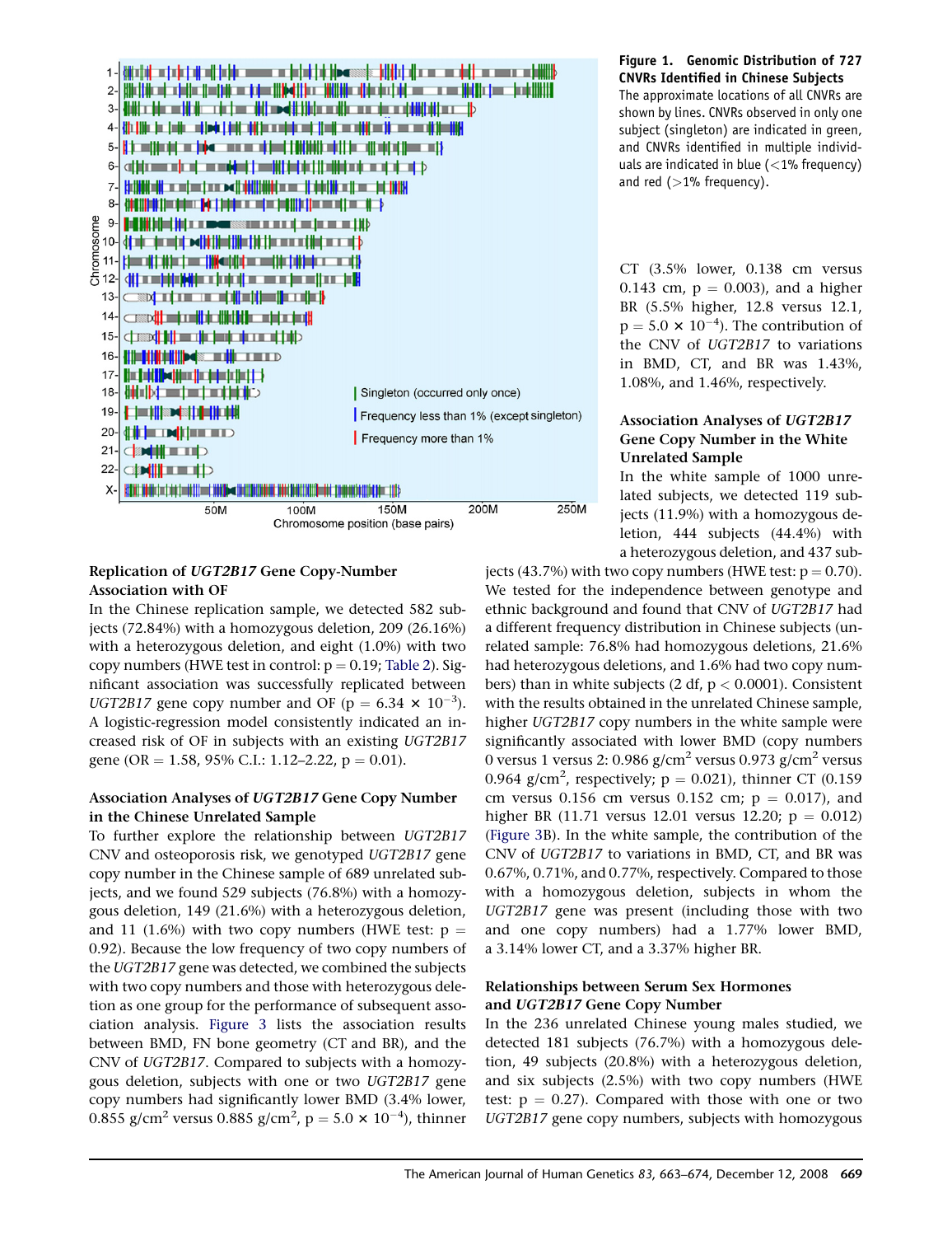**Figure 1. Genomic Distribution of 727 CNVRs Identified in Chinese Subjects**

The approximate locations of all CNVRs are shown by lines. CNVRs observed in only one subject (singleton) are indicated in green, and CNVRs identified in multiple individuals are indicated in blue (<1% frequency) and red (>1% frequency).

### Replication of *UGT2B17* Gene Copy-Number Association with OF

In the Chinese replication sample, we detected 582 subjects (72.84%) with a homozygous deletion, 209 (26.16%) with a heterozygous deletion, and eight (1.0%) with two copy numbers (HWE test in control: $p = 0.19$; Table 2). Significant association was successfully replicated between *UGT2B17* gene copy number and OF ($p = 6.34 \times 10^{-3}$). A logistic-regression model consistently indicated an increased risk of OF in subjects with an existing *UGT2B17* gene (OR = 1.58, 95% C.I.: 1.12–2.22, $p = 0.01$).

### Association Analyses of *UGT2B17* Gene Copy Number in the Chinese Unrelated Sample

To further explore the relationship between *UGT2B17* CNV and osteoporosis risk, we genotyped *UGT2B17* gene copy number in the Chinese sample of 689 unrelated subjects, and we found 529 subjects (76.8%) with a homozygous deletion, 149 (21.6%) with a heterozygous deletion, and 11 (1.6%) with two copy numbers (HWE test: $p = 0.92$). Because the low frequency of two copy numbers of the *UGT2B17* gene was detected, we combined the subjects with two copy numbers and those with heterozygous deletion as one group for the performance of subsequent association analysis. Figure 3 lists the association results between BMD, FN bone geometry (CT and BR), and the CNV of *UGT2B17*. Compared to subjects with a homozygous deletion, subjects with one or two *UGT2B17* gene copy numbers had significantly lower BMD (3.4% lower, 0.855 g/cm$^2$ versus 0.885 g/cm$^2$, $p = 5.0 \times 10^{-4}$), thinner CT (3.5% lower, 0.138 cm versus 0.143 cm, $p = 0.003$), and a higher BR (5.5% higher, 12.8 versus 12.1, $p = 5.0 \times 10^{-4}$). The contribution of the CNV of *UGT2B17* to variations in BMD, CT, and BR was 1.43%, 1.08%, and 1.46%, respectively.

### Association Analyses of *UGT2B17* Gene Copy Number in the White Unrelated Sample

In the white sample of 1000 unrelated subjects, we detected 119 subjects (11.9%) with a homozygous deletion, 444 subjects (44.4%) with a heterozygous deletion, and 437 subjects (43.7%) with two copy numbers (HWE test: $p = 0.70$). We tested for the independence between genotype and ethnic background and found that CNV of *UGT2B17* had a different frequency distribution in Chinese subjects (unrelated sample: 76.8% had homozygous deletions, 21.6% had heterozygous deletions, and 1.6% had two copy numbers) than in white subjects (2 df, $p < 0.0001$). Consistent with the results obtained in the unrelated Chinese sample, higher *UGT2B17* copy numbers in the white sample were significantly associated with lower BMD (copy numbers 0 versus 1 versus 2: 0.986 g/cm$^2$ versus 0.973 g/cm$^2$ versus 0.964 g/cm$^2$, respectively; $p = 0.021$), thinner CT (0.159 cm versus 0.156 cm versus 0.152 cm; $p = 0.017$), and higher BR (11.71 versus 12.01 versus 12.20; $p = 0.012$) (Figure 3B). In the white sample, the contribution of the CNV of *UGT2B17* to variations in BMD, CT, and BR was 0.67%, 0.71%, and 0.77%, respectively. Compared to those with a homozygous deletion, subjects in whom the *UGT2B17* gene was present (including those with two and one copy numbers) had a 1.77% lower BMD, a 3.14% lower CT, and a 3.37% higher BR.

### Relationships between Serum Sex Hormones and *UGT2B17* Gene Copy Number

In the 236 unrelated Chinese young males studied, we detected 181 subjects (76.7%) with a homozygous deletion, 49 subjects (20.8%) with a heterozygous deletion, and six subjects (2.5%) with two copy numbers (HWE test: $p = 0.27$). Compared with those with one or two *UGT2B17* gene copy numbers, subjects with homozygous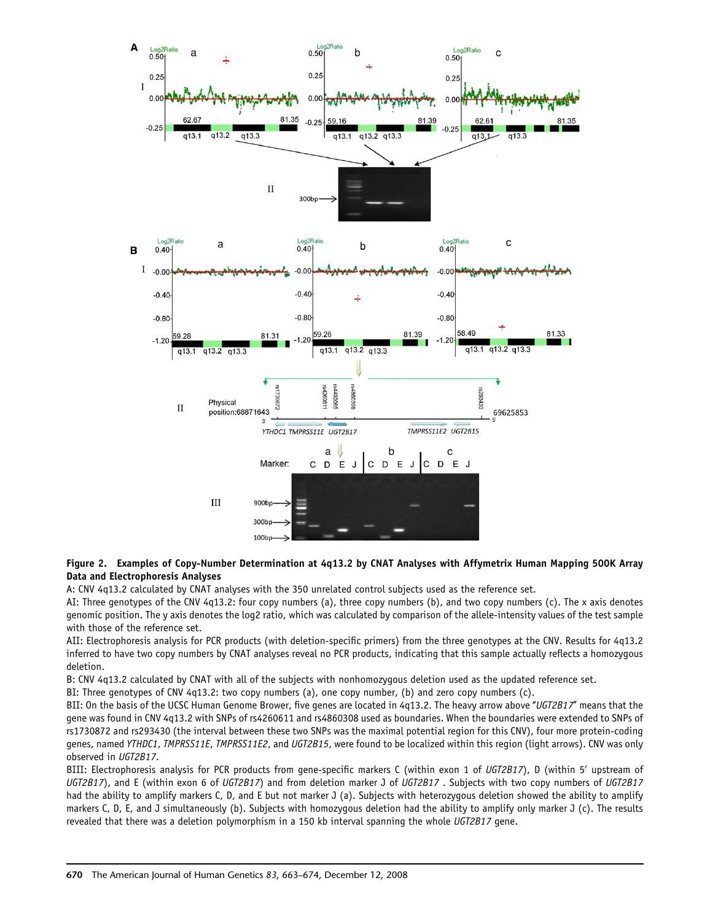**Figure 2. Examples of Copy-Number Determination at 4q13.2 by CNAT Analyses with Affymetrix Human Mapping 500K Array Data and Electrophoresis Analyses**

A: CNV 4q13.2 calculated by CNAT analyses with the 350 unrelated control subjects used as the reference set.

AI: Three genotypes of the CNV 4q13.2: four copy numbers (a), three copy numbers (b), and two copy numbers (c). The x axis denotes genomic position. The y axis denotes the log2 ratio, which was calculated by comparison of the allele-intensity values of the test sample with those of the reference set.

AII: Electrophoresis analysis for PCR products (with deletion-specific primers) from the three genotypes at the CNV. Results for 4q13.2 inferred to have two copy numbers by CNAT analyses reveal no PCR products, indicating that this sample actually reflects a homozygous deletion.

B: CNV 4q13.2 calculated by CNAT with all of the subjects with nonhomozygous deletion used as the updated reference set.

BI: Three genotypes of CNV 4q13.2: two copy numbers (a), one copy number, (b) and zero copy numbers (c).

BII: On the basis of the UCSC Human Genome Brower, five genes are located in 4q13.2. The heavy arrow above "*UGT2B17*" means that the gene was found in CNV 4q13.2 with SNPs of rs4260611 and rs4860308 used as boundaries. When the boundaries were extended to SNPs of rs1730872 and rs293430 (the interval between these two SNPs was the maximal potential region for this CNV), four more protein-coding genes, named *YTHDC1*, *TMPRSS11E*, *TMPRSS11E2*, and *UGT2B15*, were found to be localized within this region (light arrows). CNV was only observed in *UGT2B17*.

BIII: Electrophoresis analysis for PCR products from gene-specific markers C (within exon 1 of *UGT2B17*), D (within 5′ upstream of *UGT2B17*), and E (within exon 6 of *UGT2B17*) and from deletion marker J of *UGT2B17* . Subjects with two copy numbers of *UGT2B17* had the ability to amplify markers C, D, and E but not marker J (a). Subjects with heterozygous deletion showed the ability to amplify markers C, D, E, and J simultaneously (b). Subjects with homozygous deletion had the ability to amplify only marker J (c). The results revealed that there was a deletion polymorphism in a 150 kb interval spanning the whole *UGT2B17* gene.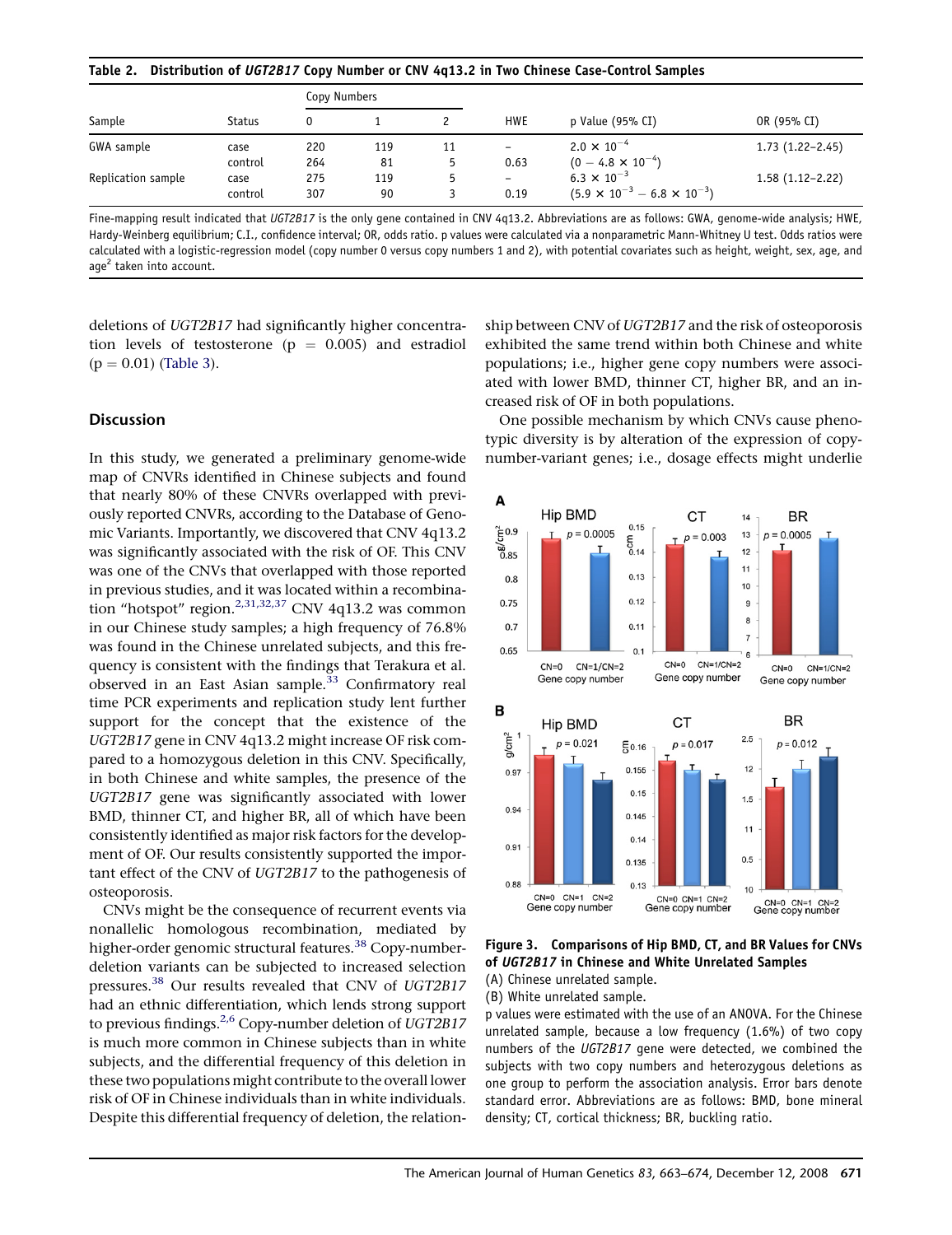**Table 2. Distribution of *UGT2B17* Copy Number or CNV 4q13.2 in Two Chinese Case-Control Samples**

| Sample | Status | Copy Numbers | | | HWE | p Value (95% CI) | OR (95% CI) |
|---|---|---|---|---|---|---|---|
| | | 0 | 1 | 2 | | | |
| GWA sample | case | 220 | 119 | 11 | – | $2.0 \times 10^{-4}$ | 1.73 (1.22–2.45) |
| | control | 264 | 81 | 5 | 0.63 | $(0 - 4.8 \times 10^{-4})$ | |
| Replication sample | case | 275 | 119 | 5 | – | $6.3 \times 10^{-3}$ | 1.58 (1.12–2.22) |
| | control | 307 | 90 | 3 | 0.19 | $(5.9 \times 10^{-3} - 6.8 \times 10^{-3})$ | |

Fine-mapping result indicated that *UGT2B17* is the only gene contained in CNV 4q13.2. Abbreviations are as follows: GWA, genome-wide analysis; HWE, Hardy-Weinberg equilibrium; C.I., confidence interval; OR, odds ratio. p values were calculated via a nonparametric Mann-Whitney U test. Odds ratios were calculated with a logistic-regression model (copy number 0 versus copy numbers 1 and 2), with potential covariates such as height, weight, sex, age, and age$^2$ taken into account.

deletions of *UGT2B17* had significantly higher concentration levels of testosterone (p = 0.005) and estradiol (p = 0.01) (Table 3).

## Discussion

In this study, we generated a preliminary genome-wide map of CNVRs identified in Chinese subjects and found that nearly 80% of these CNVRs overlapped with previously reported CNVRs, according to the Database of Genomic Variants. Importantly, we discovered that CNV 4q13.2 was significantly associated with the risk of OF. This CNV was one of the CNVs that overlapped with those reported in previous studies, and it was located within a recombination "hotspot" region.[2,31,32,37] CNV 4q13.2 was common in our Chinese study samples; a high frequency of 76.8% was found in the Chinese unrelated subjects, and this frequency is consistent with the findings that Terakura et al. observed in an East Asian sample.[33] Confirmatory real time PCR experiments and replication study lent further support for the concept that the existence of the *UGT2B17* gene in CNV 4q13.2 might increase OF risk compared to a homozygous deletion in this CNV. Specifically, in both Chinese and white samples, the presence of the *UGT2B17* gene was significantly associated with lower BMD, thinner CT, and higher BR, all of which have been consistently identified as major risk factors for the development of OF. Our results consistently supported the important effect of the CNV of *UGT2B17* to the pathogenesis of osteoporosis.

CNVs might be the consequence of recurrent events via nonallelic homologous recombination, mediated by higher-order genomic structural features.[38] Copy-number-deletion variants can be subjected to increased selection pressures.[38] Our results revealed that CNV of *UGT2B17* had an ethnic differentiation, which lends strong support to previous findings.[2,6] Copy-number deletion of *UGT2B17* is much more common in Chinese subjects than in white subjects, and the differential frequency of this deletion in these two populations might contribute to the overall lower risk of OF in Chinese individuals than in white individuals. Despite this differential frequency of deletion, the relationship between CNV of *UGT2B17* and the risk of osteoporosis exhibited the same trend within both Chinese and white populations; i.e., higher gene copy numbers were associated with lower BMD, thinner CT, higher BR, and an increased risk of OF in both populations.

One possible mechanism by which CNVs cause phenotypic diversity is by alteration of the expression of copy-number-variant genes; i.e., dosage effects might underlie

**Figure 3. Comparisons of Hip BMD, CT, and BR Values for CNVs of *UGT2B17* in Chinese and White Unrelated Samples**

(A) Chinese unrelated sample.

(B) White unrelated sample.

p values were estimated with the use of an ANOVA. For the Chinese unrelated sample, because a low frequency (1.6%) of two copy numbers of the *UGT2B17* gene were detected, we combined the subjects with two copy numbers and heterozygous deletions as one group to perform the association analysis. Error bars denote standard error. Abbreviations are as follows: BMD, bone mineral density; CT, cortical thickness; BR, buckling ratio.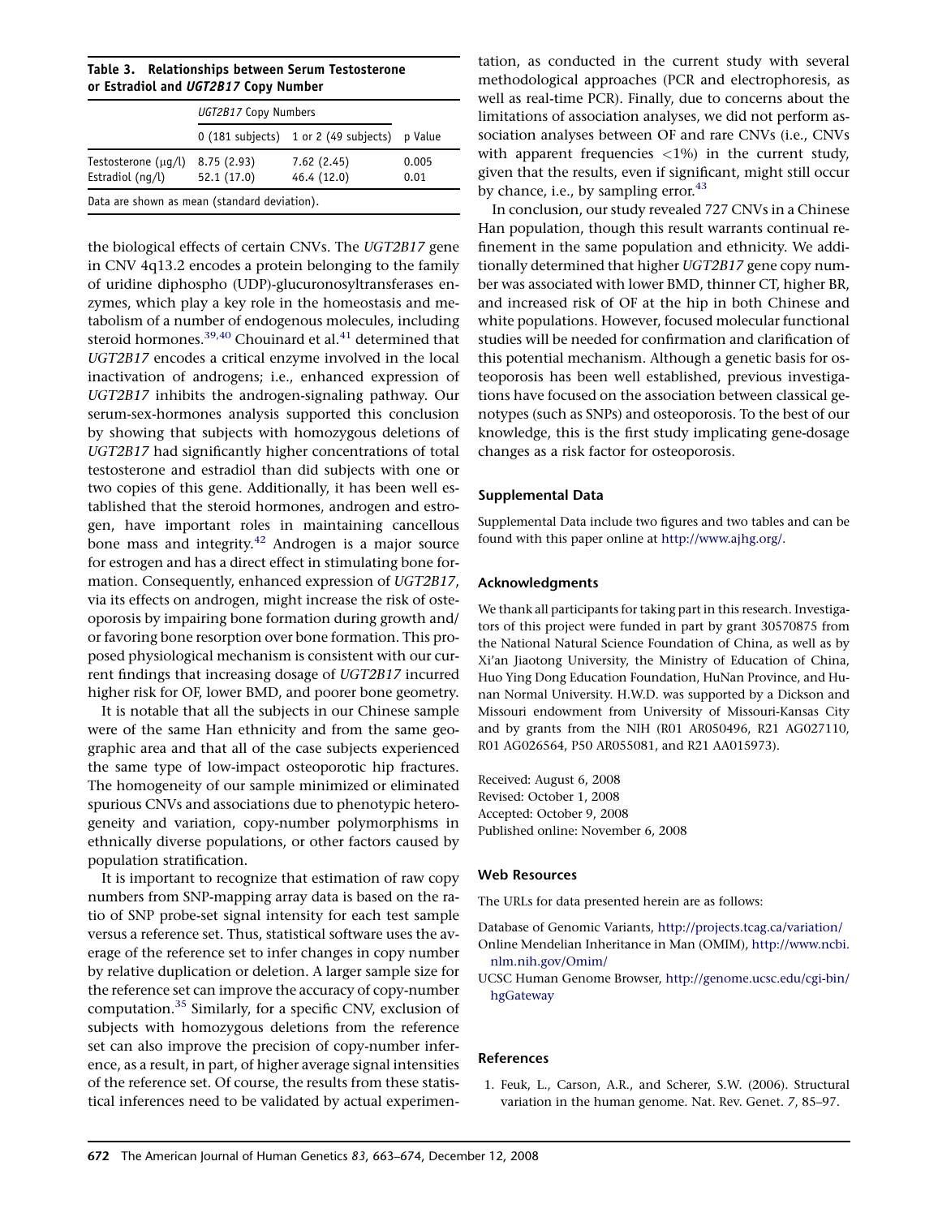**Table 3. Relationships between Serum Testosterone or Estradiol and *UGT2B17* Copy Number**

| | *UGT2B17* Copy Numbers | | |
|---|---|---|---|
| | 0 (181 subjects) | 1 or 2 (49 subjects) | p Value |
| Testosterone (μg/l) | 8.75 (2.93) | 7.62 (2.45) | 0.005 |
| Estradiol (ng/l) | 52.1 (17.0) | 46.4 (12.0) | 0.01 |

Data are shown as mean (standard deviation).

the biological effects of certain CNVs. The *UGT2B17* gene in CNV 4q13.2 encodes a protein belonging to the family of uridine diphospho (UDP)-glucuronosyltransferases enzymes, which play a key role in the homeostasis and metabolism of a number of endogenous molecules, including steroid hormones.[39,40] Chouinard et al.[41] determined that *UGT2B17* encodes a critical enzyme involved in the local inactivation of androgens; i.e., enhanced expression of *UGT2B17* inhibits the androgen-signaling pathway. Our serum-sex-hormones analysis supported this conclusion by showing that subjects with homozygous deletions of *UGT2B17* had significantly higher concentrations of total testosterone and estradiol than did subjects with one or two copies of this gene. Additionally, it has been well established that the steroid hormones, androgen and estrogen, have important roles in maintaining cancellous bone mass and integrity.[42] Androgen is a major source for estrogen and has a direct effect in stimulating bone formation. Consequently, enhanced expression of *UGT2B17*, via its effects on androgen, might increase the risk of osteoporosis by impairing bone formation during growth and/or favoring bone resorption over bone formation. This proposed physiological mechanism is consistent with our current findings that increasing dosage of *UGT2B17* incurred higher risk for OF, lower BMD, and poorer bone geometry.

It is notable that all the subjects in our Chinese sample were of the same Han ethnicity and from the same geographic area and that all of the case subjects experienced the same type of low-impact osteoporotic hip fractures. The homogeneity of our sample minimized or eliminated spurious CNVs and associations due to phenotypic heterogeneity and variation, copy-number polymorphisms in ethnically diverse populations, or other factors caused by population stratification.

It is important to recognize that estimation of raw copy numbers from SNP-mapping array data is based on the ratio of SNP probe-set signal intensity for each test sample versus a reference set. Thus, statistical software uses the average of the reference set to infer changes in copy number by relative duplication or deletion. A larger sample size for the reference set can improve the accuracy of copy-number computation.[35] Similarly, for a specific CNV, exclusion of subjects with homozygous deletions from the reference set can also improve the precision of copy-number inference, as a result, in part, of higher average signal intensities of the reference set. Of course, the results from these statistical inferences need to be validated by actual experimentation, as conducted in the current study with several methodological approaches (PCR and electrophoresis, as well as real-time PCR). Finally, due to concerns about the limitations of association analyses, we did not perform association analyses between OF and rare CNVs (i.e., CNVs with apparent frequencies <1%) in the current study, given that the results, even if significant, might still occur by chance, i.e., by sampling error.[43]

In conclusion, our study revealed 727 CNVs in a Chinese Han population, though this result warrants continual refinement in the same population and ethnicity. We additionally determined that higher *UGT2B17* gene copy number was associated with lower BMD, thinner CT, higher BR, and increased risk of OF at the hip in both Chinese and white populations. However, focused molecular functional studies will be needed for confirmation and clarification of this potential mechanism. Although a genetic basis for osteoporosis has been well established, previous investigations have focused on the association between classical genotypes (such as SNPs) and osteoporosis. To the best of our knowledge, this is the first study implicating gene-dosage changes as a risk factor for osteoporosis.

## Supplemental Data

Supplemental Data include two figures and two tables and can be found with this paper online at http://www.ajhg.org/.

## Acknowledgments

We thank all participants for taking part in this research. Investigators of this project were funded in part by grant 30570875 from the National Natural Science Foundation of China, as well as by Xi'an Jiaotong University, the Ministry of Education of China, Huo Ying Dong Education Foundation, HuNan Province, and Hunan Normal University. H.W.D. was supported by a Dickson and Missouri endowment from University of Missouri-Kansas City and by grants from the NIH (R01 AR050496, R21 AG027110, R01 AG026564, P50 AR055081, and R21 AA015973).

Received: August 6, 2008
Revised: October 1, 2008
Accepted: October 9, 2008
Published online: November 6, 2008

## Web Resources

The URLs for data presented herein are as follows:

Database of Genomic Variants, http://projects.tcag.ca/variation/
Online Mendelian Inheritance in Man (OMIM), http://www.ncbi.nlm.nih.gov/Omim/
UCSC Human Genome Browser, http://genome.ucsc.edu/cgi-bin/hgGateway

## References

1. Feuk, L., Carson, A.R., and Scherer, S.W. (2006). Structural variation in the human genome. Nat. Rev. Genet. *7*, 85–97.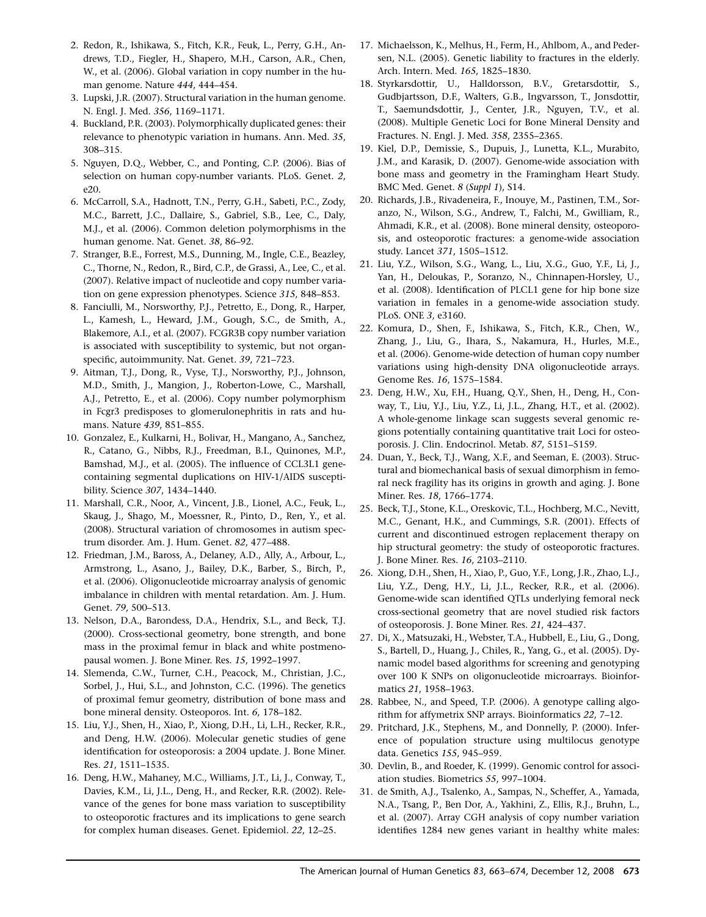2. Redon, R., Ishikawa, S., Fitch, K.R., Feuk, L., Perry, G.H., Andrews, T.D., Fiegler, H., Shapero, M.H., Carson, A.R., Chen, W., et al. (2006). Global variation in copy number in the human genome. Nature *444*, 444–454.
3. Lupski, J.R. (2007). Structural variation in the human genome. N. Engl. J. Med. *356*, 1169–1171.
4. Buckland, P.R. (2003). Polymorphically duplicated genes: their relevance to phenotypic variation in humans. Ann. Med. *35*, 308–315.
5. Nguyen, D.Q., Webber, C., and Ponting, C.P. (2006). Bias of selection on human copy-number variants. PLoS. Genet. *2*, e20.
6. McCarroll, S.A., Hadnott, T.N., Perry, G.H., Sabeti, P.C., Zody, M.C., Barrett, J.C., Dallaire, S., Gabriel, S.B., Lee, C., Daly, M.J., et al. (2006). Common deletion polymorphisms in the human genome. Nat. Genet. *38*, 86–92.
7. Stranger, B.E., Forrest, M.S., Dunning, M., Ingle, C.E., Beazley, C., Thorne, N., Redon, R., Bird, C.P., de Grassi, A., Lee, C., et al. (2007). Relative impact of nucleotide and copy number variation on gene expression phenotypes. Science *315*, 848–853.
8. Fanciulli, M., Norsworthy, P.J., Petretto, E., Dong, R., Harper, L., Kamesh, L., Heward, J.M., Gough, S.C., de Smith, A., Blakemore, A.I., et al. (2007). FCGR3B copy number variation is associated with susceptibility to systemic, but not organ-specific, autoimmunity. Nat. Genet. *39*, 721–723.
9. Aitman, T.J., Dong, R., Vyse, T.J., Norsworthy, P.J., Johnson, M.D., Smith, J., Mangion, J., Roberton-Lowe, C., Marshall, A.J., Petretto, E., et al. (2006). Copy number polymorphism in Fcgr3 predisposes to glomerulonephritis in rats and humans. Nature *439*, 851–855.
10. Gonzalez, E., Kulkarni, H., Bolivar, H., Mangano, A., Sanchez, R., Catano, G., Nibbs, R.J., Freedman, B.I., Quinones, M.P., Bamshad, M.J., et al. (2005). The influence of CCL3L1 gene-containing segmental duplications on HIV-1/AIDS susceptibility. Science *307*, 1434–1440.
11. Marshall, C.R., Noor, A., Vincent, J.B., Lionel, A.C., Feuk, L., Skaug, J., Shago, M., Moessner, R., Pinto, D., Ren, Y., et al. (2008). Structural variation of chromosomes in autism spectrum disorder. Am. J. Hum. Genet. *82*, 477–488.
12. Friedman, J.M., Baross, A., Delaney, A.D., Ally, A., Arbour, L., Armstrong, L., Asano, J., Bailey, D.K., Barber, S., Birch, P., et al. (2006). Oligonucleotide microarray analysis of genomic imbalance in children with mental retardation. Am. J. Hum. Genet. *79*, 500–513.
13. Nelson, D.A., Barondess, D.A., Hendrix, S.L., and Beck, T.J. (2000). Cross-sectional geometry, bone strength, and bone mass in the proximal femur in black and white postmenopausal women. J. Bone Miner. Res. *15*, 1992–1997.
14. Slemenda, C.W., Turner, C.H., Peacock, M., Christian, J.C., Sorbel, J., Hui, S.L., and Johnston, C.C. (1996). The genetics of proximal femur geometry, distribution of bone mass and bone mineral density. Osteoporos. Int. *6*, 178–182.
15. Liu, Y.J., Shen, H., Xiao, P., Xiong, D.H., Li, L.H., Recker, R.R., and Deng, H.W. (2006). Molecular genetic studies of gene identification for osteoporosis: a 2004 update. J. Bone Miner. Res. *21*, 1511–1535.
16. Deng, H.W., Mahaney, M.C., Williams, J.T., Li, J., Conway, T., Davies, K.M., Li, J.L., Deng, H., and Recker, R.R. (2002). Relevance of the genes for bone mass variation to susceptibility to osteoporotic fractures and its implications to gene search for complex human diseases. Genet. Epidemiol. *22*, 12–25.
17. Michaelsson, K., Melhus, H., Ferm, H., Ahlbom, A., and Pedersen, N.L. (2005). Genetic liability to fractures in the elderly. Arch. Intern. Med. *165*, 1825–1830.
18. Styrkarsdottir, U., Halldorsson, B.V., Gretarsdottir, S., Gudbjartsson, D.F., Walters, G.B., Ingvarsson, T., Jonsdottir, T., Saemundsdottir, J., Center, J.R., Nguyen, T.V., et al. (2008). Multiple Genetic Loci for Bone Mineral Density and Fractures. N. Engl. J. Med. *358*, 2355–2365.
19. Kiel, D.P., Demissie, S., Dupuis, J., Lunetta, K.L., Murabito, J.M., and Karasik, D. (2007). Genome-wide association with bone mass and geometry in the Framingham Heart Study. BMC Med. Genet. *8* (*Suppl 1*), S14.
20. Richards, J.B., Rivadeneira, F., Inouye, M., Pastinen, T.M., Soranzo, N., Wilson, S.G., Andrew, T., Falchi, M., Gwilliam, R., Ahmadi, K.R., et al. (2008). Bone mineral density, osteoporosis, and osteoporotic fractures: a genome-wide association study. Lancet *371*, 1505–1512.
21. Liu, Y.Z., Wilson, S.G., Wang, L., Liu, X.G., Guo, Y.F., Li, J., Yan, H., Deloukas, P., Soranzo, N., Chinnapen-Horsley, U., et al. (2008). Identification of PLCL1 gene for hip bone size variation in females in a genome-wide association study. PLoS. ONE *3*, e3160.
22. Komura, D., Shen, F., Ishikawa, S., Fitch, K.R., Chen, W., Zhang, J., Liu, G., Ihara, S., Nakamura, H., Hurles, M.E., et al. (2006). Genome-wide detection of human copy number variations using high-density DNA oligonucleotide arrays. Genome Res. *16*, 1575–1584.
23. Deng, H.W., Xu, F.H., Huang, Q.Y., Shen, H., Deng, H., Conway, T., Liu, Y.J., Liu, Y.Z., Li, J.L., Zhang, H.T., et al. (2002). A whole-genome linkage scan suggests several genomic regions potentially containing quantitative trait Loci for osteoporosis. J. Clin. Endocrinol. Metab. *87*, 5151–5159.
24. Duan, Y., Beck, T.J., Wang, X.F., and Seeman, E. (2003). Structural and biomechanical basis of sexual dimorphism in femoral neck fragility has its origins in growth and aging. J. Bone Miner. Res. *18*, 1766–1774.
25. Beck, T.J., Stone, K.L., Oreskovic, T.L., Hochberg, M.C., Nevitt, M.C., Genant, H.K., and Cummings, S.R. (2001). Effects of current and discontinued estrogen replacement therapy on hip structural geometry: the study of osteoporotic fractures. J. Bone Miner. Res. *16*, 2103–2110.
26. Xiong, D.H., Shen, H., Xiao, P., Guo, Y.F., Long, J.R., Zhao, L.J., Liu, Y.Z., Deng, H.Y., Li, J.L., Recker, R.R., et al. (2006). Genome-wide scan identified QTLs underlying femoral neck cross-sectional geometry that are novel studied risk factors of osteoporosis. J. Bone Miner. Res. *21*, 424–437.
27. Di, X., Matsuzaki, H., Webster, T.A., Hubbell, E., Liu, G., Dong, S., Bartell, D., Huang, J., Chiles, R., Yang, G., et al. (2005). Dynamic model based algorithms for screening and genotyping over 100 K SNPs on oligonucleotide microarrays. Bioinformatics *21*, 1958–1963.
28. Rabbee, N., and Speed, T.P. (2006). A genotype calling algorithm for affymetrix SNP arrays. Bioinformatics *22*, 7–12.
29. Pritchard, J.K., Stephens, M., and Donnelly, P. (2000). Inference of population structure using multilocus genotype data. Genetics *155*, 945–959.
30. Devlin, B., and Roeder, K. (1999). Genomic control for association studies. Biometrics *55*, 997–1004.
31. de Smith, A.J., Tsalenko, A., Sampas, N., Scheffer, A., Yamada, N.A., Tsang, P., Ben Dor, A., Yakhini, Z., Ellis, R.J., Bruhn, L., et al. (2007). Array CGH analysis of copy number variation identifies 1284 new genes variant in healthy white males: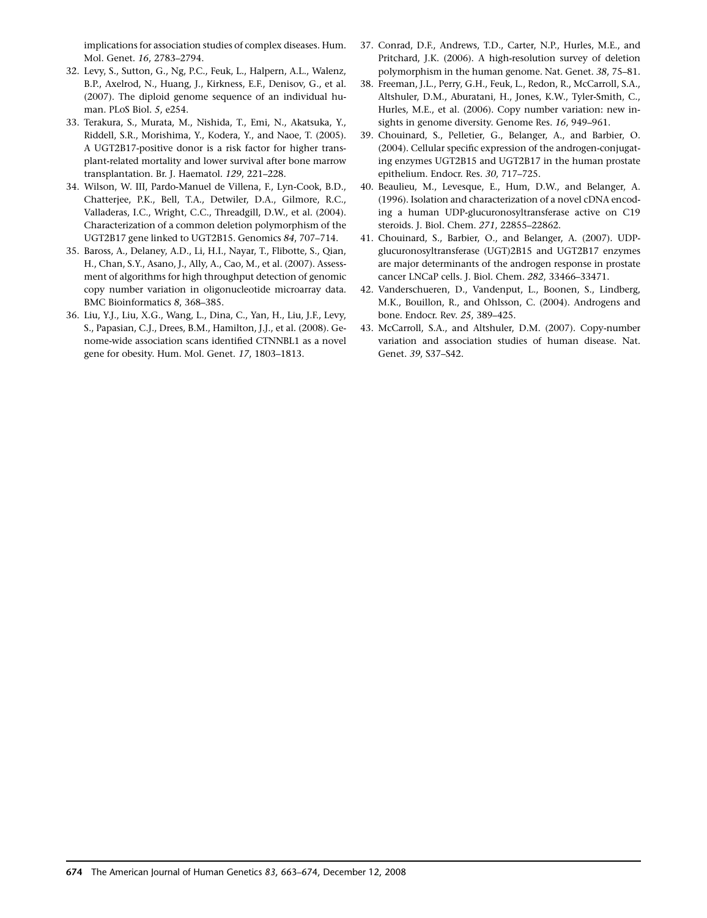implications for association studies of complex diseases. Hum. Mol. Genet. *16*, 2783–2794.

32. Levy, S., Sutton, G., Ng, P.C., Feuk, L., Halpern, A.L., Walenz, B.P., Axelrod, N., Huang, J., Kirkness, E.F., Denisov, G., et al. (2007). The diploid genome sequence of an individual human. PLoS Biol. *5*, e254.
33. Terakura, S., Murata, M., Nishida, T., Emi, N., Akatsuka, Y., Riddell, S.R., Morishima, Y., Kodera, Y., and Naoe, T. (2005). A UGT2B17-positive donor is a risk factor for higher transplant-related mortality and lower survival after bone marrow transplantation. Br. J. Haematol. *129*, 221–228.
34. Wilson, W. III, Pardo-Manuel de Villena, F., Lyn-Cook, B.D., Chatterjee, P.K., Bell, T.A., Detwiler, D.A., Gilmore, R.C., Valladeras, I.C., Wright, C.C., Threadgill, D.W., et al. (2004). Characterization of a common deletion polymorphism of the UGT2B17 gene linked to UGT2B15. Genomics *84*, 707–714.
35. Baross, A., Delaney, A.D., Li, H.I., Nayar, T., Flibotte, S., Qian, H., Chan, S.Y., Asano, J., Ally, A., Cao, M., et al. (2007). Assessment of algorithms for high throughput detection of genomic copy number variation in oligonucleotide microarray data. BMC Bioinformatics *8*, 368–385.
36. Liu, Y.J., Liu, X.G., Wang, L., Dina, C., Yan, H., Liu, J.F., Levy, S., Papasian, C.J., Drees, B.M., Hamilton, J.J., et al. (2008). Genome-wide association scans identified CTNNBL1 as a novel gene for obesity. Hum. Mol. Genet. *17*, 1803–1813.
37. Conrad, D.F., Andrews, T.D., Carter, N.P., Hurles, M.E., and Pritchard, J.K. (2006). A high-resolution survey of deletion polymorphism in the human genome. Nat. Genet. *38*, 75–81.
38. Freeman, J.L., Perry, G.H., Feuk, L., Redon, R., McCarroll, S.A., Altshuler, D.M., Aburatani, H., Jones, K.W., Tyler-Smith, C., Hurles, M.E., et al. (2006). Copy number variation: new insights in genome diversity. Genome Res. *16*, 949–961.
39. Chouinard, S., Pelletier, G., Belanger, A., and Barbier, O. (2004). Cellular specific expression of the androgen-conjugating enzymes UGT2B15 and UGT2B17 in the human prostate epithelium. Endocr. Res. *30*, 717–725.
40. Beaulieu, M., Levesque, E., Hum, D.W., and Belanger, A. (1996). Isolation and characterization of a novel cDNA encoding a human UDP-glucuronosyltransferase active on C19 steroids. J. Biol. Chem. *271*, 22855–22862.
41. Chouinard, S., Barbier, O., and Belanger, A. (2007). UDP-glucuronosyltransferase (UGT)2B15 and UGT2B17 enzymes are major determinants of the androgen response in prostate cancer LNCaP cells. J. Biol. Chem. *282*, 33466–33471.
42. Vanderschueren, D., Vandenput, L., Boonen, S., Lindberg, M.K., Bouillon, R., and Ohlsson, C. (2004). Androgens and bone. Endocr. Rev. *25*, 389–425.
43. McCarroll, S.A., and Altshuler, D.M. (2007). Copy-number variation and association studies of human disease. Nat. Genet. *39*, S37–S42.